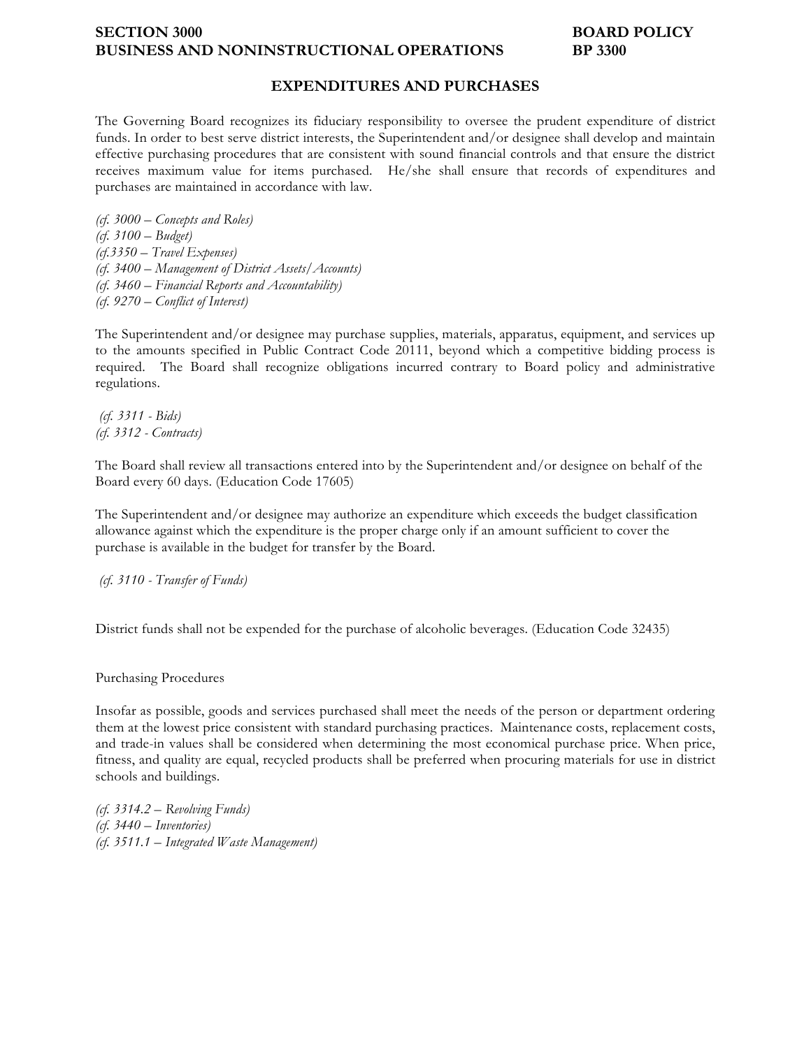**SECTION 3000** **BOARD POLICY**
**BUSINESS AND NONINSTRUCTIONAL OPERATIONS** **BP 3300**

## EXPENDITURES AND PURCHASES

The Governing Board recognizes its fiduciary responsibility to oversee the prudent expenditure of district funds. In order to best serve district interests, the Superintendent and/or designee shall develop and maintain effective purchasing procedures that are consistent with sound financial controls and that ensure the district receives maximum value for items purchased. He/she shall ensure that records of expenditures and purchases are maintained in accordance with law.

*(cf. 3000 – Concepts and Roles)*
*(cf. 3100 – Budget)*
*(cf.3350 – Travel Expenses)*
*(cf. 3400 – Management of District Assets/Accounts)*
*(cf. 3460 – Financial Reports and Accountability)*
*(cf. 9270 – Conflict of Interest)*

The Superintendent and/or designee may purchase supplies, materials, apparatus, equipment, and services up to the amounts specified in Public Contract Code 20111, beyond which a competitive bidding process is required. The Board shall recognize obligations incurred contrary to Board policy and administrative regulations.

*(cf. 3311 - Bids)*
*(cf. 3312 - Contracts)*

The Board shall review all transactions entered into by the Superintendent and/or designee on behalf of the Board every 60 days. (Education Code 17605)

The Superintendent and/or designee may authorize an expenditure which exceeds the budget classification allowance against which the expenditure is the proper charge only if an amount sufficient to cover the purchase is available in the budget for transfer by the Board.

*(cf. 3110 - Transfer of Funds)*

District funds shall not be expended for the purchase of alcoholic beverages. (Education Code 32435)

Purchasing Procedures

Insofar as possible, goods and services purchased shall meet the needs of the person or department ordering them at the lowest price consistent with standard purchasing practices. Maintenance costs, replacement costs, and trade-in values shall be considered when determining the most economical purchase price. When price, fitness, and quality are equal, recycled products shall be preferred when procuring materials for use in district schools and buildings.

*(cf. 3314.2 – Revolving Funds)*
*(cf. 3440 – Inventories)*
*(cf. 3511.1 – Integrated Waste Management)*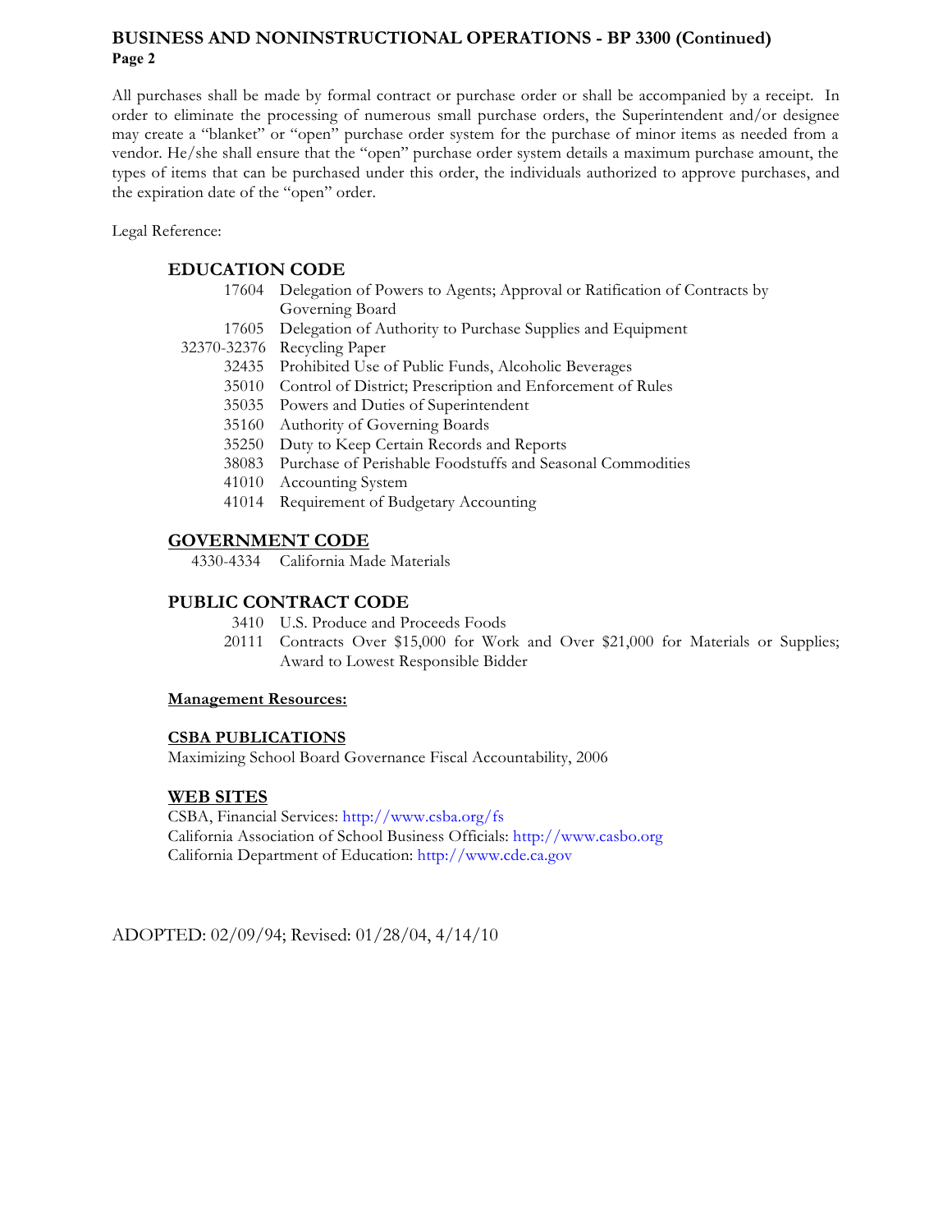All purchases shall be made by formal contract or purchase order or shall be accompanied by a receipt. In order to eliminate the processing of numerous small purchase orders, the Superintendent and/or designee may create a "blanket" or "open" purchase order system for the purchase of minor items as needed from a vendor. He/she shall ensure that the "open" purchase order system details a maximum purchase amount, the types of items that can be purchased under this order, the individuals authorized to approve purchases, and the expiration date of the "open" order.

Legal Reference:

**EDUCATION CODE**

- 17604 Delegation of Powers to Agents; Approval or Ratification of Contracts by Governing Board
- 17605 Delegation of Authority to Purchase Supplies and Equipment
- 32370-32376 Recycling Paper
- 32435 Prohibited Use of Public Funds, Alcoholic Beverages
- 35010 Control of District; Prescription and Enforcement of Rules
- 35035 Powers and Duties of Superintendent
- 35160 Authority of Governing Boards
- 35250 Duty to Keep Certain Records and Reports
- 38083 Purchase of Perishable Foodstuffs and Seasonal Commodities
- 41010 Accounting System
- 41014 Requirement of Budgetary Accounting

**GOVERNMENT CODE**

- 4330-4334 California Made Materials

**PUBLIC CONTRACT CODE**

- 3410 U.S. Produce and Proceeds Foods
- 20111 Contracts Over $15,000 for Work and Over $21,000 for Materials or Supplies; Award to Lowest Responsible Bidder

**Management Resources:**

**CSBA PUBLICATIONS**

Maximizing School Board Governance Fiscal Accountability, 2006

**WEB SITES**

CSBA, Financial Services: http://www.csba.org/fs
California Association of School Business Officials: http://www.casbo.org
California Department of Education: http://www.cde.ca.gov

ADOPTED: 02/09/94; Revised: 01/28/04, 4/14/10